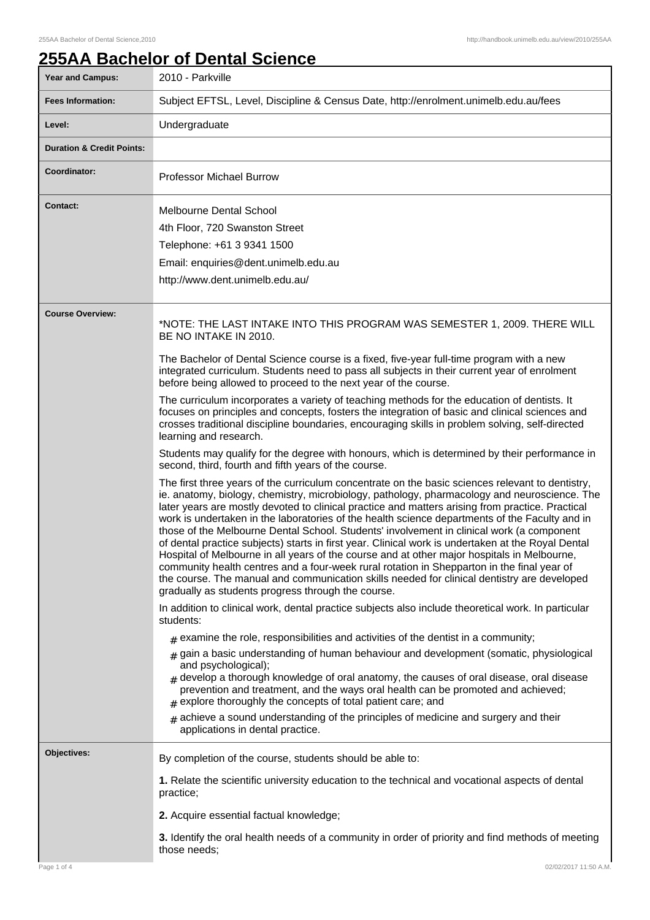# 255AA Bachelor of Dental Science

| | |
|---|---|
| **Year and Campus:** | 2010 - Parkville |
| **Fees Information:** | Subject EFTSL, Level, Discipline & Census Date, http://enrolment.unimelb.edu.au/fees |
| **Level:** | Undergraduate |
| **Duration & Credit Points:** | |
| **Coordinator:** | Professor Michael Burrow |
| **Contact:** | Melbourne Dental School<br>4th Floor, 720 Swanston Street<br>Telephone: +61 3 9341 1500<br>Email: enquiries@dent.unimelb.edu.au<br>http://www.dent.unimelb.edu.au/ |

**Course Overview:**

*NOTE: THE LAST INTAKE INTO THIS PROGRAM WAS SEMESTER 1, 2009. THERE WILL BE NO INTAKE IN 2010.

The Bachelor of Dental Science course is a fixed, five-year full-time program with a new integrated curriculum. Students need to pass all subjects in their current year of enrolment before being allowed to proceed to the next year of the course.

The curriculum incorporates a variety of teaching methods for the education of dentists. It focuses on principles and concepts, fosters the integration of basic and clinical sciences and crosses traditional discipline boundaries, encouraging skills in problem solving, self-directed learning and research.

Students may qualify for the degree with honours, which is determined by their performance in second, third, fourth and fifth years of the course.

The first three years of the curriculum concentrate on the basic sciences relevant to dentistry, ie. anatomy, biology, chemistry, microbiology, pathology, pharmacology and neuroscience. The later years are mostly devoted to clinical practice and matters arising from practice. Practical work is undertaken in the laboratories of the health science departments of the Faculty and in those of the Melbourne Dental School. Students' involvement in clinical work (a component of dental practice subjects) starts in first year. Clinical work is undertaken at the Royal Dental Hospital of Melbourne in all years of the course and at other major hospitals in Melbourne, community health centres and a four-week rural rotation in Shepparton in the final year of the course. The manual and communication skills needed for clinical dentistry are developed gradually as students progress through the course.

In addition to clinical work, dental practice subjects also include theoretical work. In particular students:

- examine the role, responsibilities and activities of the dentist in a community;
- gain a basic understanding of human behaviour and development (somatic, physiological and psychological);
- develop a thorough knowledge of oral anatomy, the causes of oral disease, oral disease prevention and treatment, and the ways oral health can be promoted and achieved;
- explore thoroughly the concepts of total patient care; and
- achieve a sound understanding of the principles of medicine and surgery and their applications in dental practice.

**Objectives:**

By completion of the course, students should be able to:

**1.** Relate the scientific university education to the technical and vocational aspects of dental practice;

**2.** Acquire essential factual knowledge;

**3.** Identify the oral health needs of a community in order of priority and find methods of meeting those needs;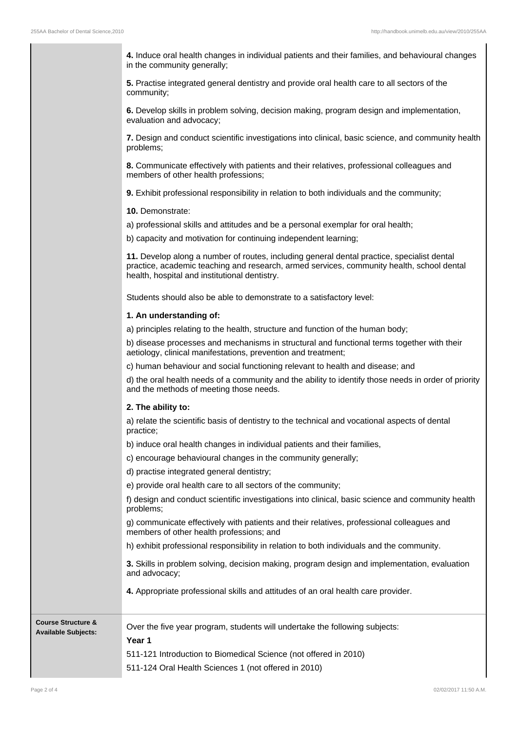**4.** Induce oral health changes in individual patients and their families, and behavioural changes in the community generally;

**5.** Practise integrated general dentistry and provide oral health care to all sectors of the community;

**6.** Develop skills in problem solving, decision making, program design and implementation, evaluation and advocacy;

**7.** Design and conduct scientific investigations into clinical, basic science, and community health problems;

**8.** Communicate effectively with patients and their relatives, professional colleagues and members of other health professions;

**9.** Exhibit professional responsibility in relation to both individuals and the community;

**10.** Demonstrate:

a) professional skills and attitudes and be a personal exemplar for oral health;

b) capacity and motivation for continuing independent learning;

**11.** Develop along a number of routes, including general dental practice, specialist dental practice, academic teaching and research, armed services, community health, school dental health, hospital and institutional dentistry.

Students should also be able to demonstrate to a satisfactory level:

**1. An understanding of:**

a) principles relating to the health, structure and function of the human body;

b) disease processes and mechanisms in structural and functional terms together with their aetiology, clinical manifestations, prevention and treatment;

c) human behaviour and social functioning relevant to health and disease; and

d) the oral health needs of a community and the ability to identify those needs in order of priority and the methods of meeting those needs.

**2. The ability to:**

a) relate the scientific basis of dentistry to the technical and vocational aspects of dental practice;

b) induce oral health changes in individual patients and their families,

c) encourage behavioural changes in the community generally;

d) practise integrated general dentistry;

e) provide oral health care to all sectors of the community;

f) design and conduct scientific investigations into clinical, basic science and community health problems;

g) communicate effectively with patients and their relatives, professional colleagues and members of other health professions; and

h) exhibit professional responsibility in relation to both individuals and the community.

**3.** Skills in problem solving, decision making, program design and implementation, evaluation and advocacy;

**4.** Appropriate professional skills and attitudes of an oral health care provider.

**Course Structure & Available Subjects:**

Over the five year program, students will undertake the following subjects:

**Year 1**

511-121 Introduction to Biomedical Science (not offered in 2010)

511-124 Oral Health Sciences 1 (not offered in 2010)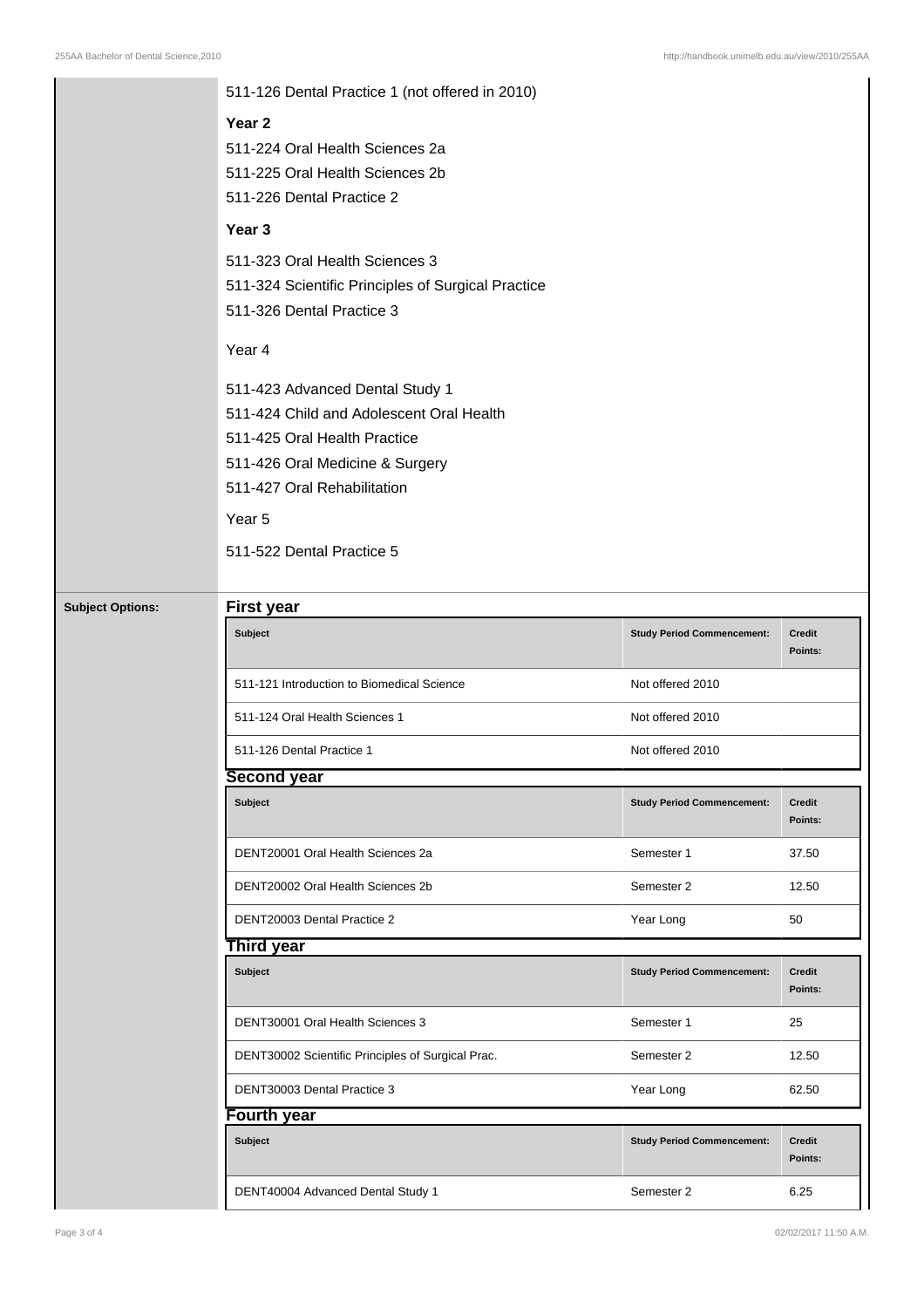511-126 Dental Practice 1 (not offered in 2010)

**Year 2**

511-224 Oral Health Sciences 2a
511-225 Oral Health Sciences 2b
511-226 Dental Practice 2

**Year 3**

511-323 Oral Health Sciences 3
511-324 Scientific Principles of Surgical Practice
511-326 Dental Practice 3

Year 4

511-423 Advanced Dental Study 1
511-424 Child and Adolescent Oral Health
511-425 Oral Health Practice
511-426 Oral Medicine & Surgery
511-427 Oral Rehabilitation

Year 5

511-522 Dental Practice 5

**Subject Options:**

**First year**

| Subject | Study Period Commencement: | Credit Points: |
|---|---|---|
| 511-121 Introduction to Biomedical Science | Not offered 2010 | |
| 511-124 Oral Health Sciences 1 | Not offered 2010 | |
| 511-126 Dental Practice 1 | Not offered 2010 | |

**Second year**

| Subject | Study Period Commencement: | Credit Points: |
|---|---|---|
| DENT20001 Oral Health Sciences 2a | Semester 1 | 37.50 |
| DENT20002 Oral Health Sciences 2b | Semester 2 | 12.50 |
| DENT20003 Dental Practice 2 | Year Long | 50 |

**Third year**

| Subject | Study Period Commencement: | Credit Points: |
|---|---|---|
| DENT30001 Oral Health Sciences 3 | Semester 1 | 25 |
| DENT30002 Scientific Principles of Surgical Prac. | Semester 2 | 12.50 |
| DENT30003 Dental Practice 3 | Year Long | 62.50 |

**Fourth year**

| Subject | Study Period Commencement: | Credit Points: |
|---|---|---|
| DENT40004 Advanced Dental Study 1 | Semester 2 | 6.25 |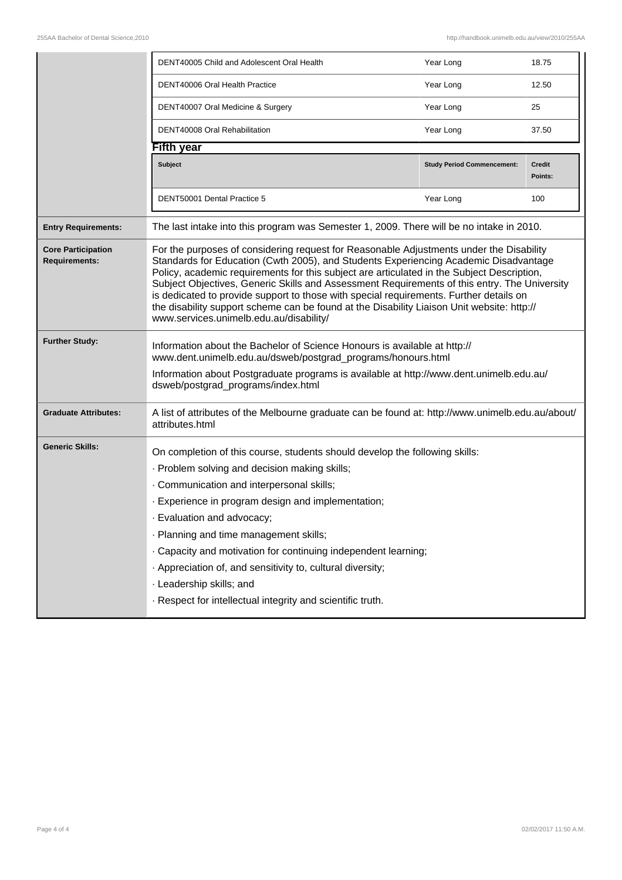| | | |
|---|---|---|
| DENT40005 Child and Adolescent Oral Health | Year Long | 18.75 |
| DENT40006 Oral Health Practice | Year Long | 12.50 |
| DENT40007 Oral Medicine & Surgery | Year Long | 25 |
| DENT40008 Oral Rehabilitation | Year Long | 37.50 |

**Fifth year**

| Subject | Study Period Commencement: | Credit Points: |
|---|---|---|
| DENT50001 Dental Practice 5 | Year Long | 100 |

**Entry Requirements:**

The last intake into this program was Semester 1, 2009. There will be no intake in 2010.

**Core Participation Requirements:**

For the purposes of considering request for Reasonable Adjustments under the Disability Standards for Education (Cwth 2005), and Students Experiencing Academic Disadvantage Policy, academic requirements for this subject are articulated in the Subject Description, Subject Objectives, Generic Skills and Assessment Requirements of this entry. The University is dedicated to provide support to those with special requirements. Further details on the disability support scheme can be found at the Disability Liaison Unit website: http://www.services.unimelb.edu.au/disability/

**Further Study:**

Information about the Bachelor of Science Honours is available at http://www.dent.unimelb.edu.au/dsweb/postgrad_programs/honours.html

Information about Postgraduate programs is available at http://www.dent.unimelb.edu.au/dsweb/postgrad_programs/index.html

**Graduate Attributes:**

A list of attributes of the Melbourne graduate can be found at: http://www.unimelb.edu.au/about/attributes.html

**Generic Skills:**

On completion of this course, students should develop the following skills:

- Problem solving and decision making skills;
- Communication and interpersonal skills;
- Experience in program design and implementation;
- Evaluation and advocacy;
- Planning and time management skills;
- Capacity and motivation for continuing independent learning;
- Appreciation of, and sensitivity to, cultural diversity;
- Leadership skills; and
- Respect for intellectual integrity and scientific truth.